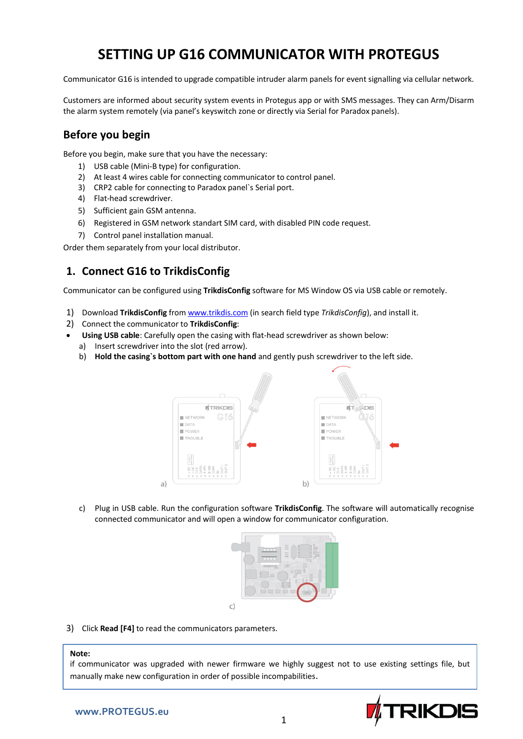# SETTING UP G16 COMMUNICATOR WITH PROTEGUS

Communicator G16 is intended to upgrade compatible intruder alarm panels for event signalling via cellular network.

Customers are informed about security system events in Protegus app or with SMS messages. They can Arm/Disarm the alarm system remotely (via panel's keyswitch zone or directly via Serial for Paradox panels).

## Before you begin

Before you begin, make sure that you have the necessary:

1) USB cable (Mini-B type) for configuration.
2) At least 4 wires cable for connecting communicator to control panel.
3) CRP2 cable for connecting to Paradox panel`s Serial port.
4) Flat-head screwdriver.
5) Sufficient gain GSM antenna.
6) Registered in GSM network standart SIM card, with disabled PIN code request.
7) Control panel installation manual.

Order them separately from your local distributor.

## 1. Connect G16 to TrikdisConfig

Communicator can be configured using **TrikdisConfig** software for MS Window OS via USB cable or remotely.

1) Download **TrikdisConfig** from www.trikdis.com (in search field type *TrikdisConfig*), and install it.
2) Connect the communicator to **TrikdisConfig**:

- **Using USB cable**: Carefully open the casing with flat-head screwdriver as shown below:
  a) Insert screwdriver into the slot (red arrow).
  b) **Hold the casing`s bottom part with one hand** and gently push screwdriver to the left side.

a) b)

  c) Plug in USB cable. Run the configuration software **TrikdisConfig**. The software will automatically recognise connected communicator and will open a window for communicator configuration.

c)

3) Click **Read [F4]** to read the communicators parameters.

> **Note:**
> if communicator was upgraded with newer firmware we highly suggest not to use existing settings file, but manually make new configuration in order of possible incompatibilities.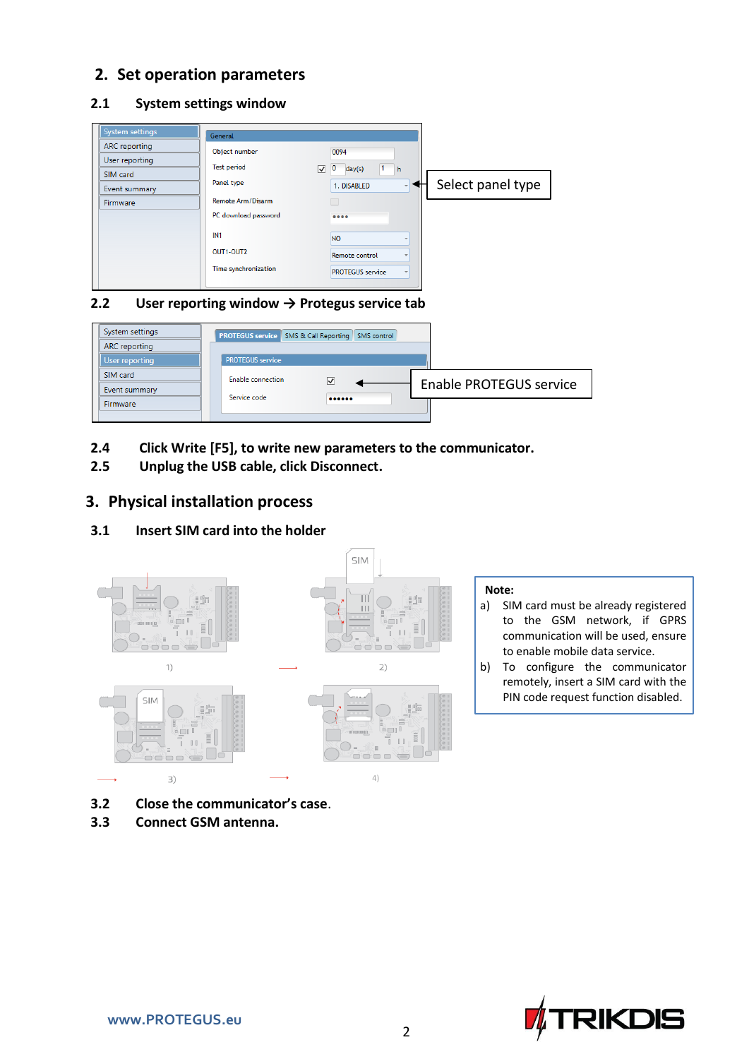## 2. Set operation parameters

### 2.1 System settings window

| System settings | General | |
|---|---|---|
| ARC reporting | Object number | 0094 |
| User reporting | Test period | 0 day(s) 1 h |
| SIM card | Panel type | 1. DISABLED |
| Event summary | Remote Arm/Disarm | |
| Firmware | PC download password | •••• |
| | IN1 | NO |
| | OUT1-OUT2 | Remote control |
| | Time synchronization | PROTEGUS service |

Select panel type

### 2.2 User reporting window → Protegus service tab

| System settings | PROTEGUS service | SMS & Call Reporting | SMS control |
|---|---|---|---|
| ARC reporting | PROTEGUS service | | |
| User reporting | Enable connection | ☑ | |
| SIM card | Service code | •••••• | |
| Event summary | | | |
| Firmware | | | |

Enable PROTEGUS service

**2.4 Click Write [F5], to write new parameters to the communicator.**

**2.5 Unplug the USB cable, click Disconnect.**

## 3. Physical installation process

### 3.1 Insert SIM card into the holder

1) 2) 3) 4)

**Note:**

a) SIM card must be already registered to the GSM network, if GPRS communication will be used, ensure to enable mobile data service.

b) To configure the communicator remotely, insert a SIM card with the PIN code request function disabled.

**3.2 Close the communicator's case.**

**3.3 Connect GSM antenna.**

www.PROTEGUS.eu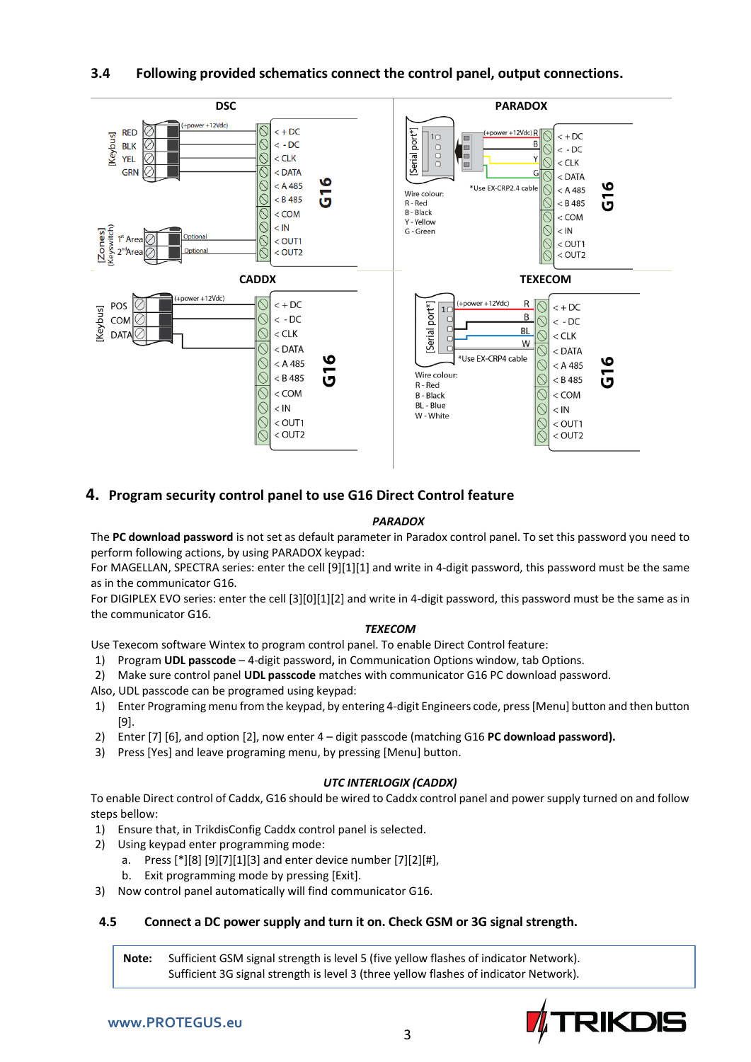## 3.4 Following provided schematics connect the control panel, output connections.

DSC

[Keybus] RED BLK YEL GRN (+power +12Vdc)

[Zones] (Keyswitch) 1[st] Area 2[nd] Area Optional Optional

< +DC < -DC < CLK < DATA < A 485 < B 485 < COM < IN < OUT1 < OUT2 G16

PARADOX

[Serial port*] (+power +12Vdc) R B Y G

\*Use EX-CRP2.4 cable

Wire colour:
R - Red
B - Black
Y - Yellow
G - Green

< +DC < -DC < CLK < DATA < A 485 < B 485 < COM < IN < OUT1 < OUT2 G16

CADDX

[Keybus] POS COM DATA (+power +12Vdc)

< +DC < -DC < CLK < DATA < A 485 < B 485 < COM < IN < OUT1 < OUT2 G16

TEXECOM

[Serial port*] (+power +12Vdc) R B BL W

\*Use EX-CRP4 cable

Wire colour:
R - Red
B - Black
BL - Blue
W - White

< +DC < -DC < CLK < DATA < A 485 < B 485 < COM < IN < OUT1 < OUT2 G16

# 4. Program security control panel to use G16 Direct Control feature

***PARADOX***

The **PC download password** is not set as default parameter in Paradox control panel. To set this password you need to perform following actions, by using PARADOX keypad:

For MAGELLAN, SPECTRA series: enter the cell [9][1][1] and write in 4-digit password, this password must be the same as in the communicator G16.

For DIGIPLEX EVO series: enter the cell [3][0][1][2] and write in 4-digit password, this password must be the same as in the communicator G16.

***TEXECOM***

Use Texecom software Wintex to program control panel. To enable Direct Control feature:

1) Program **UDL passcode** – 4-digit password**,** in Communication Options window, tab Options.
2) Make sure control panel **UDL passcode** matches with communicator G16 PC download password.

Also, UDL passcode can be programed using keypad:

1) Enter Programing menu from the keypad, by entering 4-digit Engineers code, press [Menu] button and then button [9].
2) Enter [7] [6], and option [2], now enter 4 – digit passcode (matching G16 **PC download password).**
3) Press [Yes] and leave programing menu, by pressing [Menu] button.

***UTC INTERLOGIX (CADDX)***

To enable Direct control of Caddx, G16 should be wired to Caddx control panel and power supply turned on and follow steps bellow:

1) Ensure that, in TrikdisConfig Caddx control panel is selected.
2) Using keypad enter programming mode:
   a. Press [*][8] [9][7][1][3] and enter device number [7][2][#],
   b. Exit programming mode by pressing [Exit].
3) Now control panel automatically will find communicator G16.

## 4.5 Connect a DC power supply and turn it on. Check GSM or 3G signal strength.

| **Note:** | Sufficient GSM signal strength is level 5 (five yellow flashes of indicator Network). Sufficient 3G signal strength is level 3 (three yellow flashes of indicator Network). |
|---|---|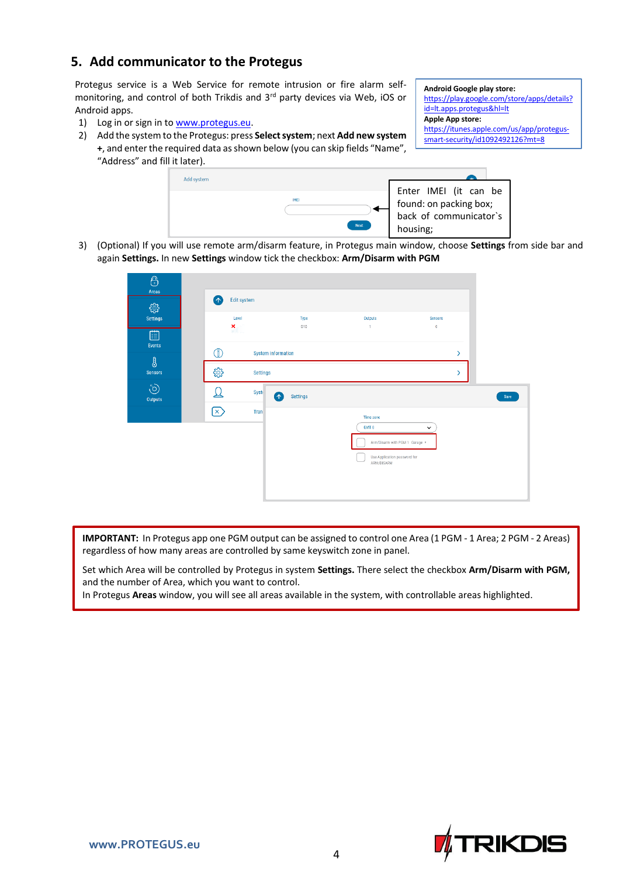## 5. Add communicator to the Protegus

Protegus service is a Web Service for remote intrusion or fire alarm self-monitoring, and control of both Trikdis and 3rd party devices via Web, iOS or Android apps.

**Android Google play store:**
https://play.google.com/store/apps/details?id=lt.apps.protegus&hl=lt
**Apple App store:**
https://itunes.apple.com/us/app/protegus-smart-security/id1092492126?mt=8

1) Log in or sign in to www.protegus.eu.
2) Add the system to the Protegus: press **Select system**; next **Add new system +**, and enter the required data as shown below (you can skip fields "Name", "Address" and fill it later).

Add system

IMEI

Next

Enter IMEI (it can be found: on packing box; back of communicator`s housing;

3) (Optional) If you will use remote arm/disarm feature, in Protegus main window, choose **Settings** from side bar and again **Settings.** In new **Settings** window tick the checkbox: **Arm/Disarm with PGM**

Areas
Settings
Events
Sensors
Outputs

Edit system
Level Type Outputs Sensors
System information
Settings

Settings
Save
Time zone
GMT 0
Arm/Disarm with PGM 1 Garage
Use Application password for ARM/DISARM

**IMPORTANT:** In Protegus app one PGM output can be assigned to control one Area (1 PGM - 1 Area; 2 PGM - 2 Areas) regardless of how many areas are controlled by same keyswitch zone in panel.

Set which Area will be controlled by Protegus in system **Settings.** There select the checkbox **Arm/Disarm with PGM,** and the number of Area, which you want to control.
In Protegus **Areas** window, you will see all areas available in the system, with controllable areas highlighted.